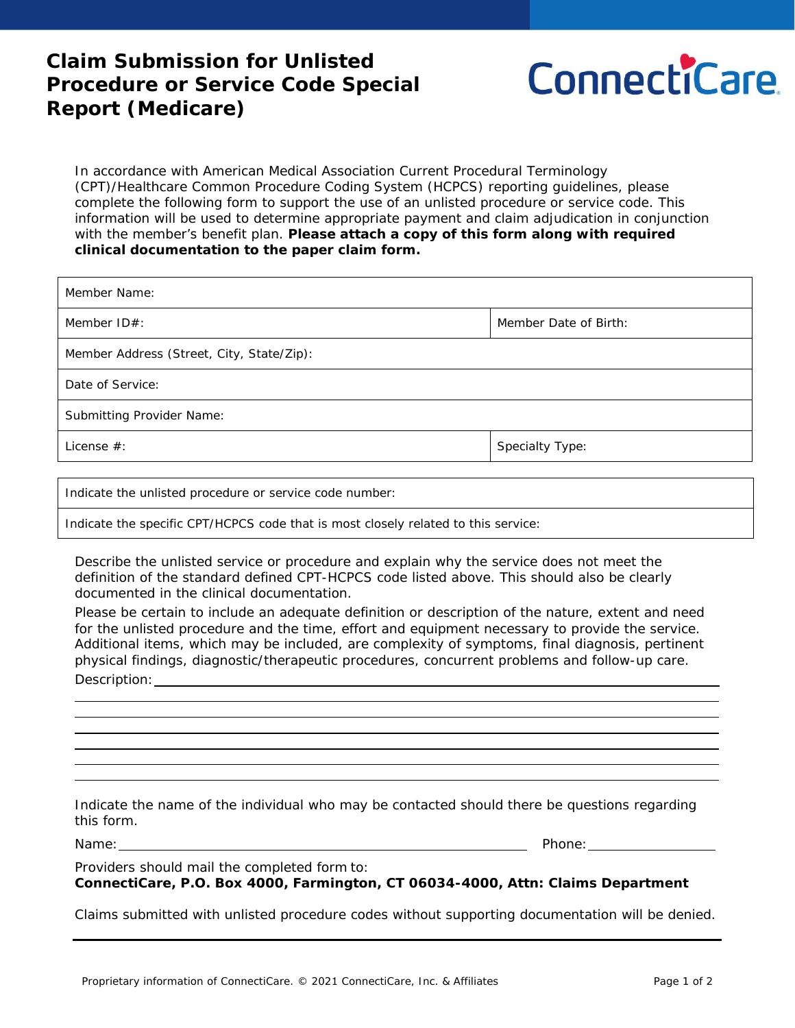# Claim Submission for Unlisted Procedure or Service Code Special Report (Medicare)

ConnectiCare

In accordance with American Medical Association Current Procedural Terminology (CPT)/Healthcare Common Procedure Coding System (HCPCS) reporting guidelines, please complete the following form to support the use of an unlisted procedure or service code. This information will be used to determine appropriate payment and claim adjudication in conjunction with the member's benefit plan. **Please attach a copy of this form along with required clinical documentation to the paper claim form.**

| Member Name: | |
|---|---|
| Member ID#: | Member Date of Birth: |
| Member Address (Street, City, State/Zip): | |
| Date of Service: | |
| Submitting Provider Name: | |
| License #: | Specialty Type: |

| Indicate the unlisted procedure or service code number: |
|---|
| Indicate the specific CPT/HCPCS code that is most closely related to this service: |

Describe the unlisted service or procedure and explain why the service does not meet the definition of the standard defined CPT-HCPCS code listed above. This should also be clearly documented in the clinical documentation.

Please be certain to include an adequate definition or description of the nature, extent and need for the unlisted procedure and the time, effort and equipment necessary to provide the service. Additional items, which may be included, are complexity of symptoms, final diagnosis, pertinent physical findings, diagnostic/therapeutic procedures, concurrent problems and follow-up care.

Description: ______________________________________________

Indicate the name of the individual who may be contacted should there be questions regarding this form.

Name: ______________________ Phone: ______________

Providers should mail the completed form to:
**ConnectiCare, P.O. Box 4000, Farmington, CT 06034-4000, Attn: Claims Department**

Claims submitted with unlisted procedure codes without supporting documentation will be denied.

Proprietary information of ConnectiCare. © 2021 ConnectiCare, Inc. & Affiliates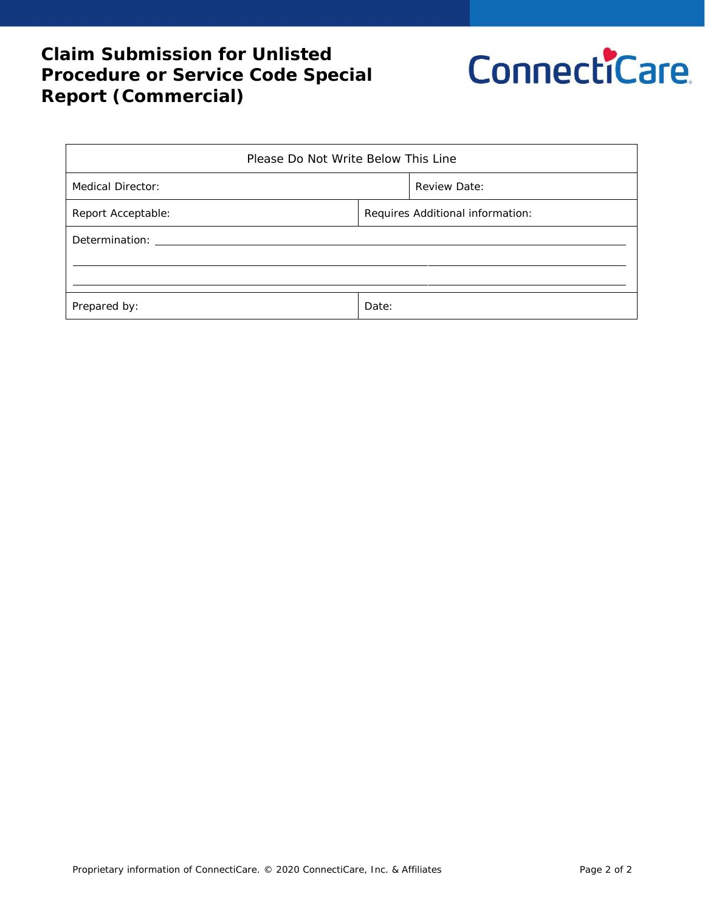# Claim Submission for Unlisted Procedure or Service Code Special Report (Commercial)

| Please Do Not Write Below This Line | |
|---|---|
| Medical Director: | Review Date: |
| Report Acceptable: | Requires Additional information: |
| Determination: | |
| Prepared by: | Date: |